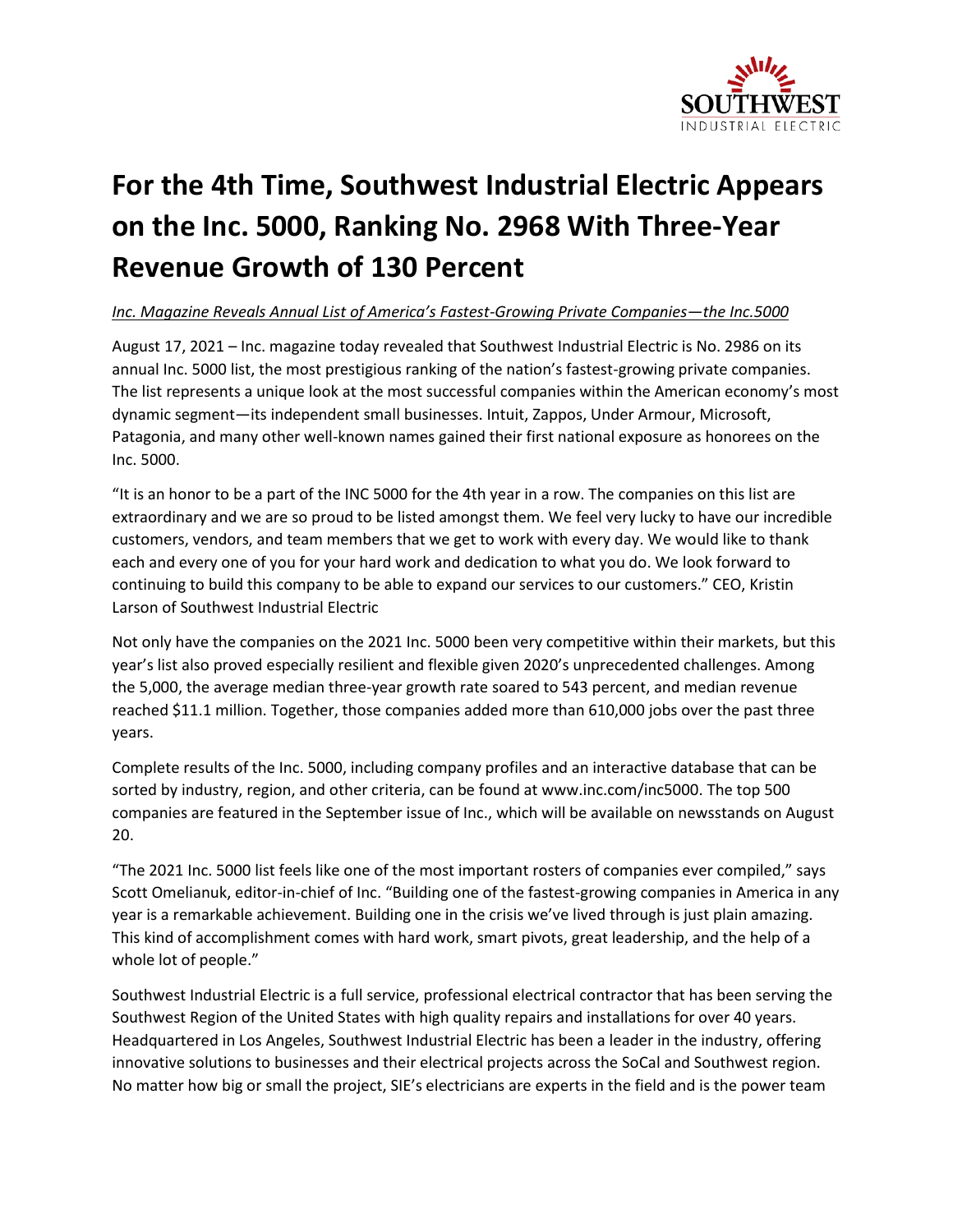SOUTHWEST
INDUSTRIAL ELECTRIC

# For the 4th Time, Southwest Industrial Electric Appears on the Inc. 5000, Ranking No. 2968 With Three-Year Revenue Growth of 130 Percent

*Inc. Magazine Reveals Annual List of America's Fastest-Growing Private Companies—the Inc.5000*

August 17, 2021 – Inc. magazine today revealed that Southwest Industrial Electric is No. 2986 on its annual Inc. 5000 list, the most prestigious ranking of the nation's fastest-growing private companies. The list represents a unique look at the most successful companies within the American economy's most dynamic segment—its independent small businesses. Intuit, Zappos, Under Armour, Microsoft, Patagonia, and many other well-known names gained their first national exposure as honorees on the Inc. 5000.

"It is an honor to be a part of the INC 5000 for the 4th year in a row. The companies on this list are extraordinary and we are so proud to be listed amongst them. We feel very lucky to have our incredible customers, vendors, and team members that we get to work with every day. We would like to thank each and every one of you for your hard work and dedication to what you do. We look forward to continuing to build this company to be able to expand our services to our customers." CEO, Kristin Larson of Southwest Industrial Electric

Not only have the companies on the 2021 Inc. 5000 been very competitive within their markets, but this year's list also proved especially resilient and flexible given 2020's unprecedented challenges. Among the 5,000, the average median three-year growth rate soared to 543 percent, and median revenue reached $11.1 million. Together, those companies added more than 610,000 jobs over the past three years.

Complete results of the Inc. 5000, including company profiles and an interactive database that can be sorted by industry, region, and other criteria, can be found at www.inc.com/inc5000. The top 500 companies are featured in the September issue of Inc., which will be available on newsstands on August 20.

"The 2021 Inc. 5000 list feels like one of the most important rosters of companies ever compiled," says Scott Omelianuk, editor-in-chief of Inc. "Building one of the fastest-growing companies in America in any year is a remarkable achievement. Building one in the crisis we've lived through is just plain amazing. This kind of accomplishment comes with hard work, smart pivots, great leadership, and the help of a whole lot of people."

Southwest Industrial Electric is a full service, professional electrical contractor that has been serving the Southwest Region of the United States with high quality repairs and installations for over 40 years. Headquartered in Los Angeles, Southwest Industrial Electric has been a leader in the industry, offering innovative solutions to businesses and their electrical projects across the SoCal and Southwest region. No matter how big or small the project, SIE's electricians are experts in the field and is the power team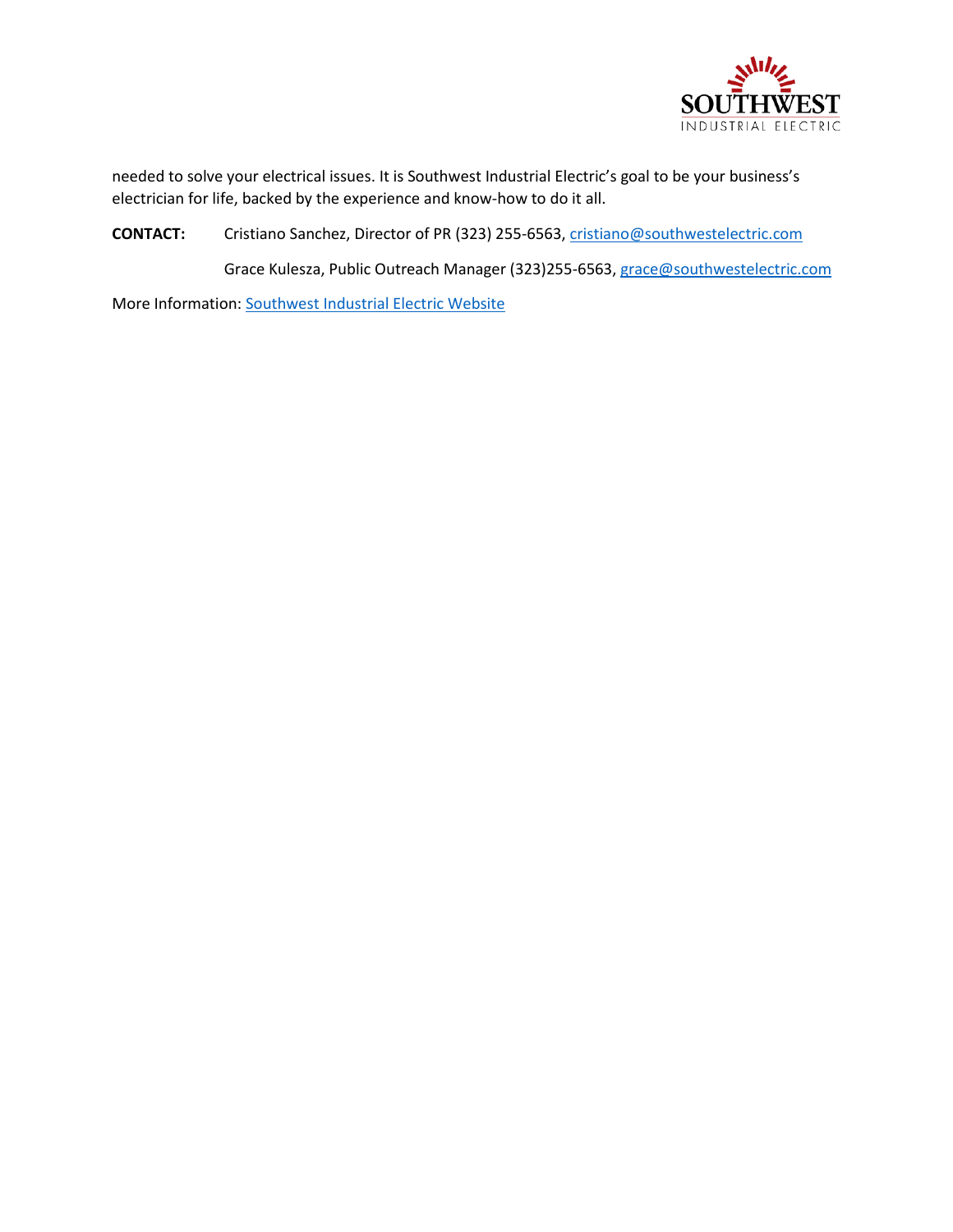needed to solve your electrical issues. It is Southwest Industrial Electric's goal to be your business's electrician for life, backed by the experience and know-how to do it all.

**CONTACT:** Cristiano Sanchez, Director of PR (323) 255-6563, cristiano@southwestelectric.com

Grace Kulesza, Public Outreach Manager (323)255-6563, grace@southwestelectric.com

More Information: Southwest Industrial Electric Website